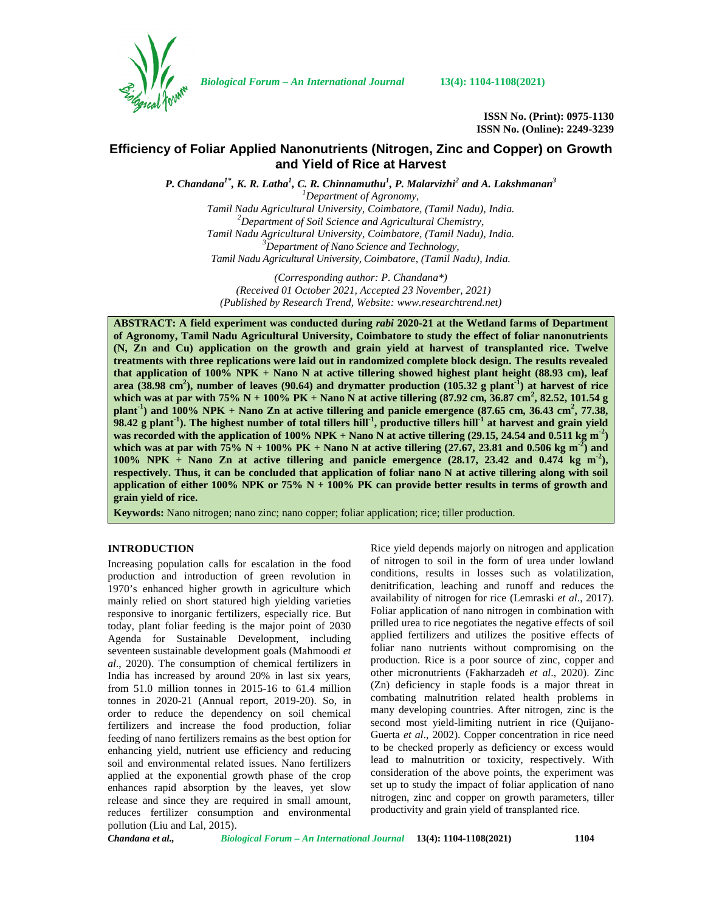ISSN No. (Print): 0975-1130
ISSN No. (Online): 2249-3239

# Efficiency of Foliar Applied Nanonutrients (Nitrogen, Zinc and Copper) on Growth and Yield of Rice at Harvest

***P. Chandana[1*], K. R. Latha[1], C. R. Chinnamuthu[1], P. Malarvizhi[2] and A. Lakshmanan[3]***

[1]*Department of Agronomy, Tamil Nadu Agricultural University, Coimbatore, (Tamil Nadu), India.*
[2]*Department of Soil Science and Agricultural Chemistry, Tamil Nadu Agricultural University, Coimbatore, (Tamil Nadu), India.*
[3]*Department of Nano Science and Technology, Tamil Nadu Agricultural University, Coimbatore, (Tamil Nadu), India.*

*(Corresponding author: P. Chandana\*)*
*(Received 01 October 2021, Accepted 23 November, 2021)*
*(Published by Research Trend, Website: www.researchtrend.net)*

**ABSTRACT: A field experiment was conducted during *rabi* 2020-21 at the Wetland farms of Department of Agronomy, Tamil Nadu Agricultural University, Coimbatore to study the effect of foliar nanonutrients (N, Zn and Cu) application on the growth and grain yield at harvest of transplanted rice. Twelve treatments with three replications were laid out in randomized complete block design. The results revealed that application of 100% NPK + Nano N at active tillering showed highest plant height (88.93 cm), leaf area (38.98 $cm^2$), number of leaves (90.64) and drymatter production (105.32 g $plant^{-1}$) at harvest of rice which was at par with 75% N + 100% PK + Nano N at active tillering (87.92 cm, 36.87 $cm^2$, 82.52, 101.54 g $plant^{-1}$) and 100% NPK + Nano Zn at active tillering and panicle emergence (87.65 cm, 36.43 $cm^2$, 77.38, 98.42 g $plant^{-1}$). The highest number of total tillers $hill^{-1}$, productive tillers $hill^{-1}$ at harvest and grain yield was recorded with the application of 100% NPK + Nano N at active tillering (29.15, 24.54 and 0.511 kg $m^{-2}$) which was at par with 75% N + 100% PK + Nano N at active tillering (27.67, 23.81 and 0.506 kg $m^{-2}$) and 100% NPK + Nano Zn at active tillering and panicle emergence (28.17, 23.42 and 0.474 kg $m^{-2}$), respectively. Thus, it can be concluded that application of foliar nano N at active tillering along with soil application of either 100% NPK or 75% N + 100% PK can provide better results in terms of growth and grain yield of rice.**

**Keywords:** Nano nitrogen; nano zinc; nano copper; foliar application; rice; tiller production.

## INTRODUCTION

Increasing population calls for escalation in the food production and introduction of green revolution in 1970's enhanced higher growth in agriculture which mainly relied on short statured high yielding varieties responsive to inorganic fertilizers, especially rice. But today, plant foliar feeding is the major point of 2030 Agenda for Sustainable Development, including seventeen sustainable development goals (Mahmoodi *et al*., 2020). The consumption of chemical fertilizers in India has increased by around 20% in last six years, from 51.0 million tonnes in 2015-16 to 61.4 million tonnes in 2020-21 (Annual report, 2019-20). So, in order to reduce the dependency on soil chemical fertilizers and increase the food production, foliar feeding of nano fertilizers remains as the best option for enhancing yield, nutrient use efficiency and reducing soil and environmental related issues. Nano fertilizers applied at the exponential growth phase of the crop enhances rapid absorption by the leaves, yet slow release and since they are required in small amount, reduces fertilizer consumption and environmental pollution (Liu and Lal, 2015).

Rice yield depends majorly on nitrogen and application of nitrogen to soil in the form of urea under lowland conditions, results in losses such as volatilization, denitrification, leaching and runoff and reduces the availability of nitrogen for rice (Lemraski *et al*., 2017). Foliar application of nano nitrogen in combination with prilled urea to rice negotiates the negative effects of soil applied fertilizers and utilizes the positive effects of foliar nano nutrients without compromising on the production. Rice is a poor source of zinc, copper and other micronutrients (Fakharzadeh *et al*., 2020). Zinc (Zn) deficiency in staple foods is a major threat in combating malnutrition related health problems in many developing countries. After nitrogen, zinc is the second most yield-limiting nutrient in rice (Quijano-Guerta *et al*., 2002). Copper concentration in rice need to be checked properly as deficiency or excess would lead to malnutrition or toxicity, respectively. With consideration of the above points, the experiment was set up to study the impact of foliar application of nano nitrogen, zinc and copper on growth parameters, tiller productivity and grain yield of transplanted rice.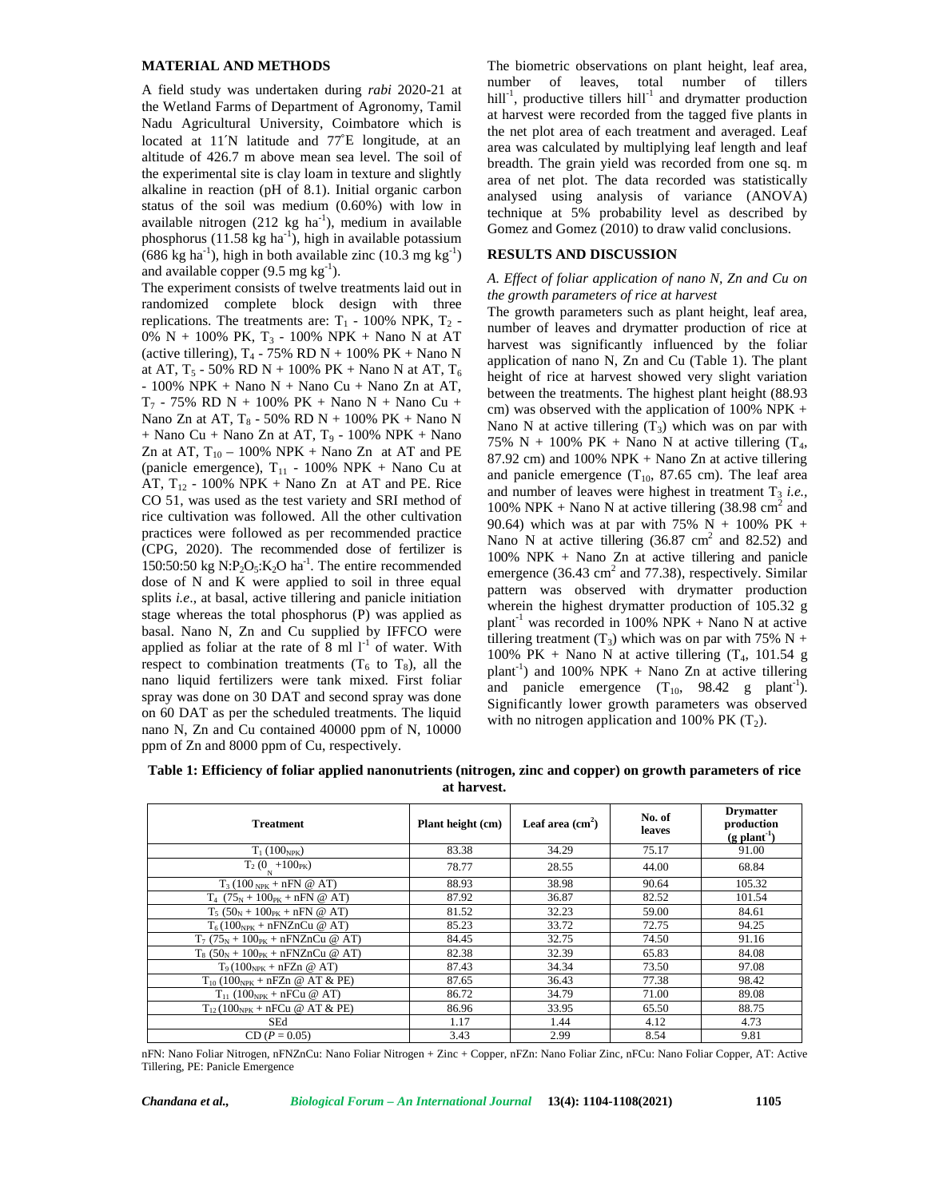## MATERIAL AND METHODS

A field study was undertaken during *rabi* 2020-21 at the Wetland Farms of Department of Agronomy, Tamil Nadu Agricultural University, Coimbatore which is located at 11´N latitude and 77˚E longitude, at an altitude of 426.7 m above mean sea level. The soil of the experimental site is clay loam in texture and slightly alkaline in reaction (pH of 8.1). Initial organic carbon status of the soil was medium (0.60%) with low in available nitrogen (212 kg $ha^{-1}$), medium in available phosphorus (11.58 kg $ha^{-1}$), high in available potassium (686 kg $ha^{-1}$), high in both available zinc (10.3 mg $kg^{-1}$) and available copper (9.5 mg $kg^{-1}$).

The experiment consists of twelve treatments laid out in randomized complete block design with three replications. The treatments are: $T_1$ - 100% NPK, $T_2$ - 0% N + 100% PK, $T_3$ - 100% NPK + Nano N at AT (active tillering), $T_4$ - 75% RD N + 100% PK + Nano N at AT, $T_5$ - 50% RD N + 100% PK + Nano N at AT, $T_6$ - 100% NPK + Nano N + Nano Cu + Nano Zn at AT, $T_7$ - 75% RD N + 100% PK + Nano N + Nano Cu + Nano Zn at AT, $T_8$ - 50% RD N + 100% PK + Nano N + Nano Cu + Nano Zn at AT, $T_9$ - 100% NPK + Nano Zn at AT, $T_{10}$ – 100% NPK + Nano Zn at AT and PE (panicle emergence), $T_{11}$ - 100% NPK + Nano Cu at AT, $T_{12}$ - 100% NPK + Nano Zn at AT and PE. Rice CO 51, was used as the test variety and SRI method of rice cultivation was followed. All the other cultivation practices were followed as per recommended practice (CPG, 2020). The recommended dose of fertilizer is 150:50:50 kg $N:P_2O_5:K_2O$ $ha^{-1}$. The entire recommended dose of N and K were applied to soil in three equal splits *i.e*., at basal, active tillering and panicle initiation stage whereas the total phosphorus (P) was applied as basal. Nano N, Zn and Cu supplied by IFFCO were applied as foliar at the rate of 8 ml $l^{-1}$ of water. With respect to combination treatments ($T_6$ to $T_8$), all the nano liquid fertilizers were tank mixed. First foliar spray was done on 30 DAT and second spray was done on 60 DAT as per the scheduled treatments. The liquid nano N, Zn and Cu contained 40000 ppm of N, 10000 ppm of Zn and 8000 ppm of Cu, respectively.

The biometric observations on plant height, leaf area, number of leaves, total number of tillers $hill^{-1}$, productive tillers $hill^{-1}$ and drymatter production at harvest were recorded from the tagged five plants in the net plot area of each treatment and averaged. Leaf area was calculated by multiplying leaf length and leaf breadth. The grain yield was recorded from one sq. m area of net plot. The data recorded was statistically analysed using analysis of variance (ANOVA) technique at 5% probability level as described by Gomez and Gomez (2010) to draw valid conclusions.

## RESULTS AND DISCUSSION

### *A. Effect of foliar application of nano N, Zn and Cu on the growth parameters of rice at harvest*

The growth parameters such as plant height, leaf area, number of leaves and drymatter production of rice at harvest was significantly influenced by the foliar application of nano N, Zn and Cu (Table 1). The plant height of rice at harvest showed very slight variation between the treatments. The highest plant height (88.93 cm) was observed with the application of 100% NPK + Nano N at active tillering ($T_3$) which was on par with 75% N + 100% PK + Nano N at active tillering ($T_4$, 87.92 cm) and 100% NPK + Nano Zn at active tillering and panicle emergence ($T_{10}$, 87.65 cm). The leaf area and number of leaves were highest in treatment $T_3$ *i.e.,* 100% NPK + Nano N at active tillering (38.98 $cm^2$ and 90.64) which was at par with 75% N + 100% PK + Nano N at active tillering (36.87 $cm^2$ and 82.52) and 100% NPK + Nano Zn at active tillering and panicle emergence (36.43 $cm^2$ and 77.38), respectively. Similar pattern was observed with drymatter production wherein the highest drymatter production of 105.32 g $plant^{-1}$ was recorded in 100% NPK + Nano N at active tillering treatment ($T_3$) which was on par with 75% N + 100% PK + Nano N at active tillering ($T_4$, 101.54 g $plant^{-1}$) and 100% NPK + Nano Zn at active tillering and panicle emergence ($T_{10}$, 98.42 g $plant^{-1}$). Significantly lower growth parameters was observed with no nitrogen application and 100% PK ($T_2$).

**Table 1: Efficiency of foliar applied nanonutrients (nitrogen, zinc and copper) on growth parameters of rice at harvest.**

| Treatment | Plant height (cm) | Leaf area ($cm^2$) | No. of leaves | Drymatter production (g $plant^{-1}$) |
|---|---|---|---|---|
| $T_1$ ($100_{NPK}$) | 83.38 | 34.29 | 75.17 | 91.00 |
| $T_2$ ($0_N$ + $100_{PK}$) | 78.77 | 28.55 | 44.00 | 68.84 |
| $T_3$ ($100_{NPK}$ + nFN @ AT) | 88.93 | 38.98 | 90.64 | 105.32 |
| $T_4$ ($75_N$ + $100_{PK}$ + nFN @ AT) | 87.92 | 36.87 | 82.52 | 101.54 |
| $T_5$ ($50_N$ + $100_{PK}$ + nFN @ AT) | 81.52 | 32.23 | 59.00 | 84.61 |
| $T_6$ ($100_{NPK}$ + nFNZnCu @ AT) | 85.23 | 33.72 | 72.75 | 94.25 |
| $T_7$ ($75_N$ + $100_{PK}$ + nFNZnCu @ AT) | 84.45 | 32.75 | 74.50 | 91.16 |
| $T_8$ ($50_N$ + $100_{PK}$ + nFNZnCu @ AT) | 82.38 | 32.39 | 65.83 | 84.08 |
| $T_9$ ($100_{NPK}$ + nFZn @ AT) | 87.43 | 34.34 | 73.50 | 97.08 |
| $T_{10}$ ($100_{NPK}$ + nFZn @ AT & PE) | 87.65 | 36.43 | 77.38 | 98.42 |
| $T_{11}$ ($100_{NPK}$ + nFCu @ AT) | 86.72 | 34.79 | 71.00 | 89.08 |
| $T_{12}$ ($100_{NPK}$ + nFCu @ AT & PE) | 86.96 | 33.95 | 65.50 | 88.75 |
| SEd | 1.17 | 1.44 | 4.12 | 4.73 |
| CD ($P = 0.05$) | 3.43 | 2.99 | 8.54 | 9.81 |

nFN: Nano Foliar Nitrogen, nFNZnCu: Nano Foliar Nitrogen + Zinc + Copper, nFZn: Nano Foliar Zinc, nFCu: Nano Foliar Copper, AT: Active Tillering, PE: Panicle Emergence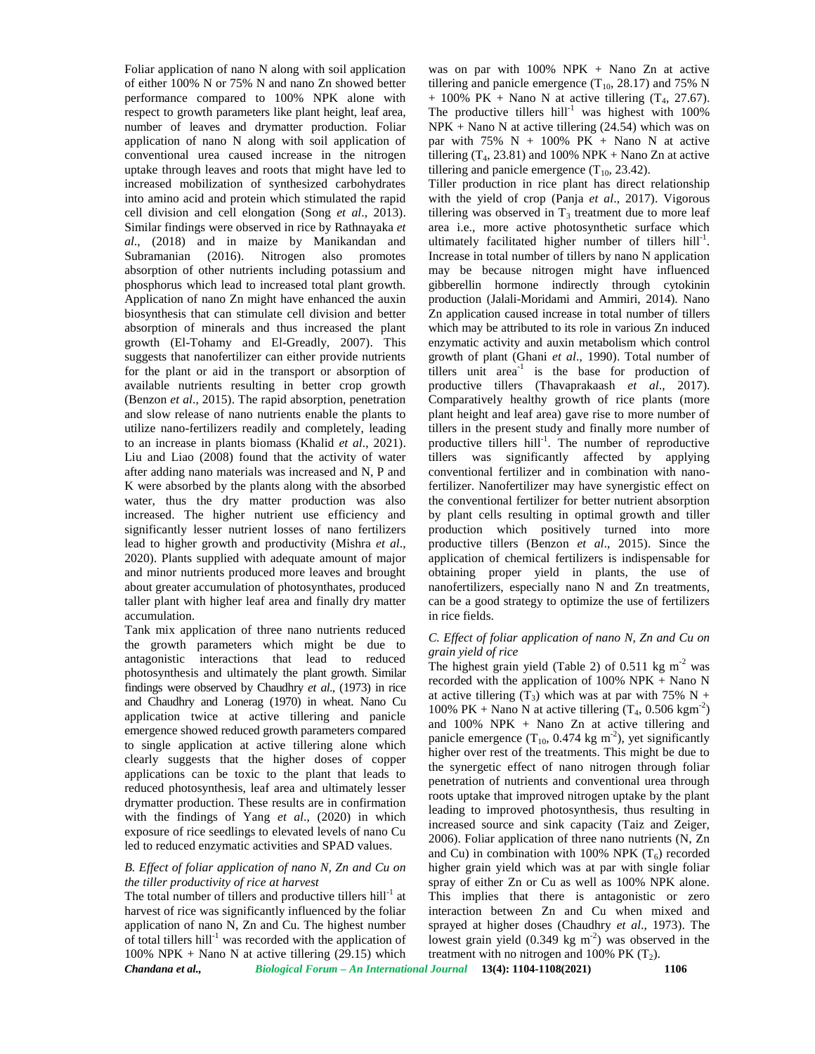Foliar application of nano N along with soil application of either 100% N or 75% N and nano Zn showed better performance compared to 100% NPK alone with respect to growth parameters like plant height, leaf area, number of leaves and drymatter production. Foliar application of nano N along with soil application of conventional urea caused increase in the nitrogen uptake through leaves and roots that might have led to increased mobilization of synthesized carbohydrates into amino acid and protein which stimulated the rapid cell division and cell elongation (Song *et al*., 2013). Similar findings were observed in rice by Rathnayaka *et al*., (2018) and in maize by Manikandan and Subramanian (2016). Nitrogen also promotes absorption of other nutrients including potassium and phosphorus which lead to increased total plant growth. Application of nano Zn might have enhanced the auxin biosynthesis that can stimulate cell division and better absorption of minerals and thus increased the plant growth (El-Tohamy and El-Greadly, 2007). This suggests that nanofertilizer can either provide nutrients for the plant or aid in the transport or absorption of available nutrients resulting in better crop growth (Benzon *et al*., 2015). The rapid absorption, penetration and slow release of nano nutrients enable the plants to utilize nano-fertilizers readily and completely, leading to an increase in plants biomass (Khalid *et al*., 2021). Liu and Liao (2008) found that the activity of water after adding nano materials was increased and N, P and K were absorbed by the plants along with the absorbed water, thus the dry matter production was also increased. The higher nutrient use efficiency and significantly lesser nutrient losses of nano fertilizers lead to higher growth and productivity (Mishra *et al*., 2020). Plants supplied with adequate amount of major and minor nutrients produced more leaves and brought about greater accumulation of photosynthates, produced taller plant with higher leaf area and finally dry matter accumulation.

Tank mix application of three nano nutrients reduced the growth parameters which might be due to antagonistic interactions that lead to reduced photosynthesis and ultimately the plant growth. Similar findings were observed by Chaudhry *et al*., (1973) in rice and Chaudhry and Lonerag (1970) in wheat. Nano Cu application twice at active tillering and panicle emergence showed reduced growth parameters compared to single application at active tillering alone which clearly suggests that the higher doses of copper applications can be toxic to the plant that leads to reduced photosynthesis, leaf area and ultimately lesser drymatter production. These results are in confirmation with the findings of Yang *et al*., (2020) in which exposure of rice seedlings to elevated levels of nano Cu led to reduced enzymatic activities and SPAD values.

### *B. Effect of foliar application of nano N, Zn and Cu on the tiller productivity of rice at harvest*

The total number of tillers and productive tillers hill$^{-1}$ at harvest of rice was significantly influenced by the foliar application of nano N, Zn and Cu. The highest number of total tillers hill$^{-1}$ was recorded with the application of 100% NPK + Nano N at active tillering (29.15) which was on par with 100% NPK + Nano Zn at active tillering and panicle emergence ($T_{10}$, 28.17) and 75% N + 100% PK + Nano N at active tillering ($T_4$, 27.67). The productive tillers hill$^{-1}$ was highest with 100% NPK + Nano N at active tillering (24.54) which was on par with 75% N + 100% PK + Nano N at active tillering ($T_4$, 23.81) and 100% NPK + Nano Zn at active tillering and panicle emergence ($T_{10}$, 23.42).

Tiller production in rice plant has direct relationship with the yield of crop (Panja *et al*., 2017). Vigorous tillering was observed in $T_3$ treatment due to more leaf area i.e., more active photosynthetic surface which ultimately facilitated higher number of tillers hill$^{-1}$. Increase in total number of tillers by nano N application may be because nitrogen might have influenced gibberellin hormone indirectly through cytokinin production (Jalali-Moridami and Ammiri, 2014). Nano Zn application caused increase in total number of tillers which may be attributed to its role in various Zn induced enzymatic activity and auxin metabolism which control growth of plant (Ghani *et al*., 1990). Total number of tillers unit area$^{-1}$ is the base for production of productive tillers (Thavaprakaash *et al*., 2017). Comparatively healthy growth of rice plants (more plant height and leaf area) gave rise to more number of tillers in the present study and finally more number of productive tillers hill$^{-1}$. The number of reproductive tillers was significantly affected by applying conventional fertilizer and in combination with nano-fertilizer. Nanofertilizer may have synergistic effect on the conventional fertilizer for better nutrient absorption by plant cells resulting in optimal growth and tiller production which positively turned into more productive tillers (Benzon *et al*., 2015). Since the application of chemical fertilizers is indispensable for obtaining proper yield in plants, the use of nanofertilizers, especially nano N and Zn treatments, can be a good strategy to optimize the use of fertilizers in rice fields.

### *C. Effect of foliar application of nano N, Zn and Cu on grain yield of rice*

The highest grain yield (Table 2) of 0.511 kg m$^{-2}$ was recorded with the application of 100% NPK + Nano N at active tillering ($T_3$) which was at par with 75% N + 100% PK + Nano N at active tillering ($T_4$, 0.506 kgm$^{-2}$) and 100% NPK + Nano Zn at active tillering and panicle emergence ($T_{10}$, 0.474 kg m$^{-2}$), yet significantly higher over rest of the treatments. This might be due to the synergetic effect of nano nitrogen through foliar penetration of nutrients and conventional urea through roots uptake that improved nitrogen uptake by the plant leading to improved photosynthesis, thus resulting in increased source and sink capacity (Taiz and Zeiger, 2006). Foliar application of three nano nutrients (N, Zn and Cu) in combination with 100% NPK ($T_6$) recorded higher grain yield which was at par with single foliar spray of either Zn or Cu as well as 100% NPK alone. This implies that there is antagonistic or zero interaction between Zn and Cu when mixed and sprayed at higher doses (Chaudhry *et al*., 1973). The lowest grain yield (0.349 kg m$^{-2}$) was observed in the treatment with no nitrogen and 100% PK ($T_2$).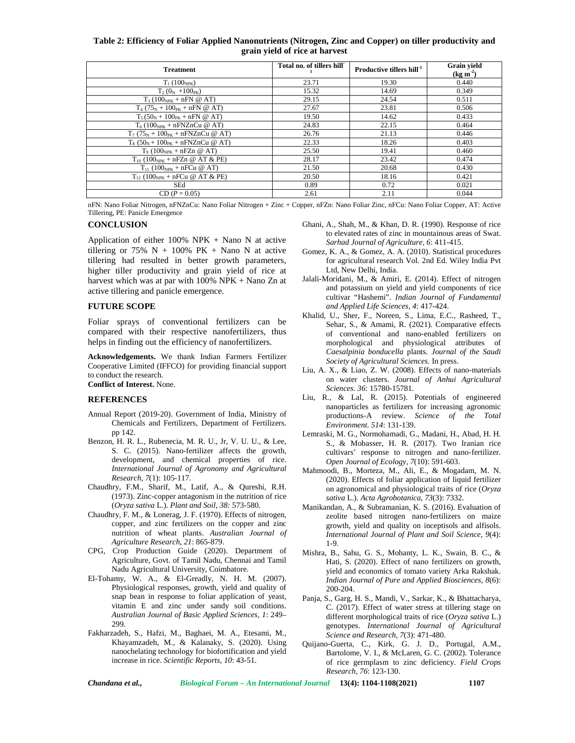**Table 2: Efficiency of Foliar Applied Nanonutrients (Nitrogen, Zinc and Copper) on tiller productivity and grain yield of rice at harvest**

| Treatment | Total no. of tillers hill$^{-1}$ | Productive tillers hill$^{-1}$ | Grain yield (kg m$^{-2}$) |
|---|---|---|---|
| $T_1$ ($100_{NPK}$) | 23.71 | 19.30 | 0.440 |
| $T_2$ ($0_N$ + $100_{PK}$) | 15.32 | 14.69 | 0.349 |
| $T_3$ ($100_{NPK}$ + nFN @ AT) | 29.15 | 24.54 | 0.511 |
| $T_4$ ($75_N$ + $100_{PK}$ + nFN @ AT) | 27.67 | 23.81 | 0.506 |
| $T_5$ ($50_N$ + $100_{PK}$ + nFN @ AT) | 19.50 | 14.62 | 0.433 |
| $T_6$ ($100_{NPK}$ + nFNZnCu @ AT) | 24.83 | 22.15 | 0.464 |
| $T_7$ ($75_N$ + $100_{PK}$ + nFNZnCu @ AT) | 26.76 | 21.13 | 0.446 |
| $T_8$ ($50_N$ + $100_{PK}$ + nFNZnCu @ AT) | 22.33 | 18.26 | 0.403 |
| $T_9$ ($100_{NPK}$ + nFZn @ AT) | 25.50 | 19.41 | 0.460 |
| $T_{10}$ ($100_{NPK}$ + nFZn @ AT & PE) | 28.17 | 23.42 | 0.474 |
| $T_{11}$ ($100_{NPK}$ + nFCu @ AT) | 21.50 | 20.68 | 0.430 |
| $T_{12}$ ($100_{NPK}$ + nFCu @ AT & PE) | 20.50 | 18.16 | 0.421 |
| SEd | 0.89 | 0.72 | 0.021 |
| CD ($P$ = 0.05) | 2.61 | 2.11 | 0.044 |

nFN: Nano Foliar Nitrogen, nFNZnCu: Nano Foliar Nitrogen + Zinc + Copper, nFZn: Nano Foliar Zinc, nFCu: Nano Foliar Copper, AT: Active Tillering, PE: Panicle Emergence

## CONCLUSION

Application of either 100% NPK + Nano N at active tillering or 75% N + 100% PK + Nano N at active tillering had resulted in better growth parameters, higher tiller productivity and grain yield of rice at harvest which was at par with 100% NPK + Nano Zn at active tillering and panicle emergence.

## FUTURE SCOPE

Foliar sprays of conventional fertilizers can be compared with their respective nanofertilizers, thus helps in finding out the efficiency of nanofertilizers.

**Acknowledgements.** We thank Indian Farmers Fertilizer Cooperative Limited (IFFCO) for providing financial support to conduct the research.

**Conflict of Interest.** None.

## REFERENCES

Annual Report (2019-20). Government of India, Ministry of Chemicals and Fertilizers, Department of Fertilizers. pp 142.

Benzon, H. R. L., Rubenecia, M. R. U., Jr, V. U. U., & Lee, S. C. (2015). Nano-fertilizer affects the growth, development, and chemical properties of rice. *International Journal of Agronomy and Agricultural Research, 7*(1): 105-117.

Chaudhry, F.M., Sharif, M., Latif, A., & Qureshi, R.H. (1973). Zinc-copper antagonism in the nutrition of rice (*Oryza sativa* L.). *Plant and Soil, 38:* 573-580.

Chaudhry, F. M., & Lonerag, J. F. (1970). Effects of nitrogen, copper, and zinc fertilizers on the copper and zinc nutrition of wheat plants. *Australian Journal of Agriculture Research, 21*: 865-879.

CPG, Crop Production Guide (2020). Department of Agriculture, Govt. of Tamil Nadu, Chennai and Tamil Nadu Agricultural University, Coimbatore.

El-Tohamy, W. A., & El-Greadly, N. H. M. (2007). Physiological responses, growth, yield and quality of snap bean in response to foliar application of yeast, vitamin E and zinc under sandy soil conditions. *Australian Journal of Basic Applied Sciences, 1*: 249–299.

Fakharzadeh, S., Hafzi, M., Baghaei, M. A., Etesami, M., Khayamzadeh, M., & Kalanaky, S. (2020). Using nanochelating technology for biofortification and yield increase in rice. *Scientific Reports, 10*: 43-51.

Ghani, A., Shah, M., & Khan, D. R. (1990). Response of rice to elevated rates of zinc in mountainous areas of Swat. *Sarhad Journal of Agriculture, 6*: 411-415.

Gomez, K. A., & Gomez, A. A. (2010). Statistical procedures for agricultural research Vol. 2nd Ed. Wiley India Pvt Ltd, New Delhi, India.

Jalali-Moridani, M., & Amiri, E. (2014). Effect of nitrogen and potassium on yield and yield components of rice cultivar "Hashemi". *Indian Journal of Fundamental and Applied Life Sciences, 4*: 417-424.

Khalid, U., Sher, F., Noreen, S., Lima, E.C., Rasheed, T., Sehar, S., & Amami, R. (2021). Comparative effects of conventional and nano-enabled fertilizers on morphological and physiological attributes of *Caesalpinia bonducella* plants. *Journal of the Saudi Society of Agricultural Sciences.* In press.

Liu, A. X., & Liao, Z. W. (2008). Effects of nano-materials on water clusters. *Journal of Anhui Agricultural Sciences. 36*: 15780-15781.

Liu, R., & Lal, R. (2015). Potentials of engineered nanoparticles as fertilizers for increasing agronomic productions-A review. *Science of the Total Environment. 514*: 131-139.

Lemraski, M. G., Normohamadi, G., Madani, H., Abad, H. H. S., & Mobasser, H. R. (2017). Two Iranian rice cultivars' response to nitrogen and nano-fertilizer. *Open Journal of Ecology, 7*(10): 591-603.

Mahmoodi, B., Morteza, M., Ali, E., & Mogadam, M. N. (2020). Effects of foliar application of liquid fertilizer on agronomical and physiological traits of rice (*Oryza sativa* L.). *Acta Agrobotanica, 73*(3): 7332.

Manikandan, A., & Subramanian, K. S. (2016). Evaluation of zeolite based nitrogen nano-fertilizers on maize growth, yield and quality on inceptisols and alfisols. *International Journal of Plant and Soil Science, 9*(4): 1-9.

Mishra, B., Sahu, G. S., Mohanty, L. K., Swain, B. C., & Hati, S. (2020). Effect of nano fertilizers on growth, yield and economics of tomato variety Arka Rakshak. *Indian Journal of Pure and Applied Biosciences, 8*(6): 200-204.

Panja, S., Garg, H. S., Mandi, V., Sarkar, K., & Bhattacharya, C. (2017). Effect of water stress at tillering stage on different morphological traits of rice (*Oryza sativa* L.) genotypes. *International Journal of Agricultural Science and Research, 7*(3): 471-480.

Quijano-Guerta, C., Kirk, G. J. D., Portugal, A.M., Bartolome, V. I., & McLaren, G. C. (2002). Tolerance of rice germplasm to zinc deficiency. *Field Crops Research, 76*: 123-130.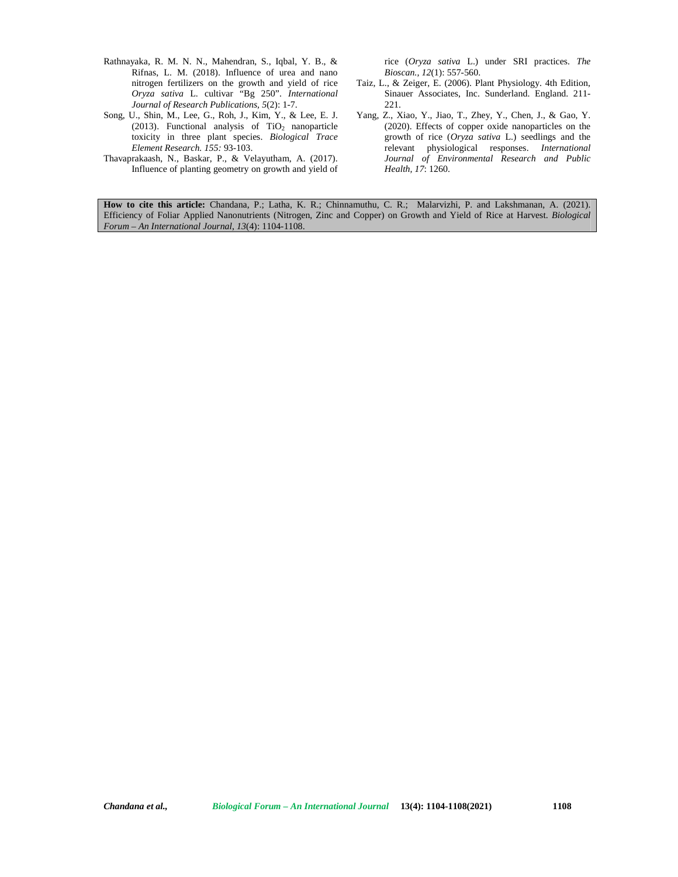Rathnayaka, R. M. N. N., Mahendran, S., Iqbal, Y. B., & Rifnas, L. M. (2018). Influence of urea and nano nitrogen fertilizers on the growth and yield of rice *Oryza sativa* L. cultivar "Bg 250". *International Journal of Research Publications, 5*(2): 1-7.

Song, U., Shin, M., Lee, G., Roh, J., Kim, Y., & Lee, E. J. (2013). Functional analysis of $TiO_2$ nanoparticle toxicity in three plant species. *Biological Trace Element Research. 155:* 93-103.

Thavaprakaash, N., Baskar, P., & Velayutham, A. (2017). Influence of planting geometry on growth and yield of rice (*Oryza sativa* L.) under SRI practices. *The Bioscan., 12*(1): 557-560.

Taiz, L., & Zeiger, E. (2006). Plant Physiology. 4th Edition, Sinauer Associates, Inc. Sunderland. England. 211-221.

Yang, Z., Xiao, Y., Jiao, T., Zhey, Y., Chen, J., & Gao, Y. (2020). Effects of copper oxide nanoparticles on the growth of rice (*Oryza sativa* L.) seedlings and the relevant physiological responses. *International Journal of Environmental Research and Public Health, 17*: 1260.

**How to cite this article:** Chandana, P.; Latha, K. R.; Chinnamuthu, C. R.; Malarvizhi, P. and Lakshmanan, A. (2021). Efficiency of Foliar Applied Nanonutrients (Nitrogen, Zinc and Copper) on Growth and Yield of Rice at Harvest. *Biological Forum – An International Journal, 13*(4): 1104-1108.